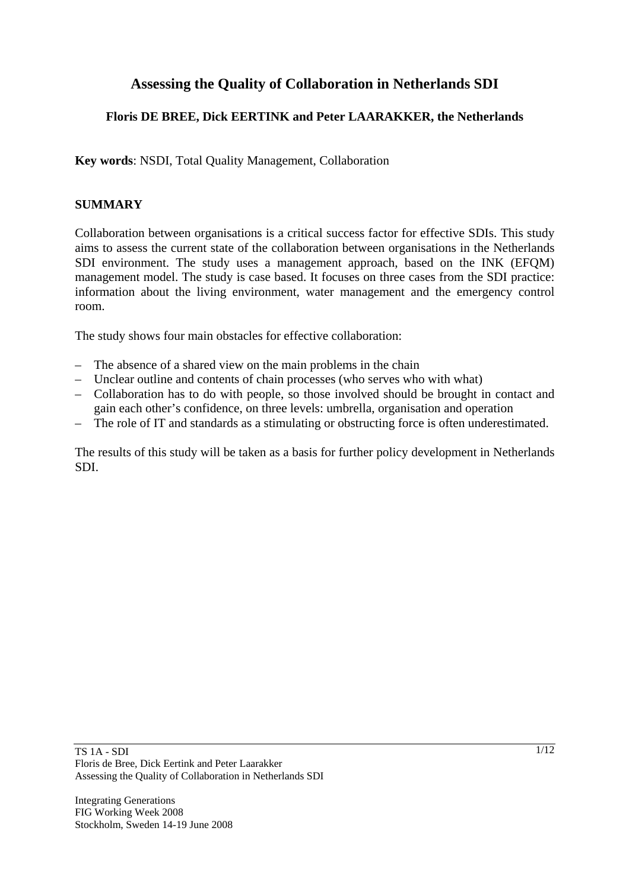# Assessing the Quality of Collaboration in Netherlands SDI

**Floris DE BREE, Dick EERTINK and Peter LAARAKKER, the Netherlands**

**Key words**: NSDI, Total Quality Management, Collaboration

## SUMMARY

Collaboration between organisations is a critical success factor for effective SDIs. This study aims to assess the current state of the collaboration between organisations in the Netherlands SDI environment. The study uses a management approach, based on the INK (EFQM) management model. The study is case based. It focuses on three cases from the SDI practice: information about the living environment, water management and the emergency control room.

The study shows four main obstacles for effective collaboration:

– The absence of a shared view on the main problems in the chain
– Unclear outline and contents of chain processes (who serves who with what)
– Collaboration has to do with people, so those involved should be brought in contact and gain each other's confidence, on three levels: umbrella, organisation and operation
– The role of IT and standards as a stimulating or obstructing force is often underestimated.

The results of this study will be taken as a basis for further policy development in Netherlands SDI.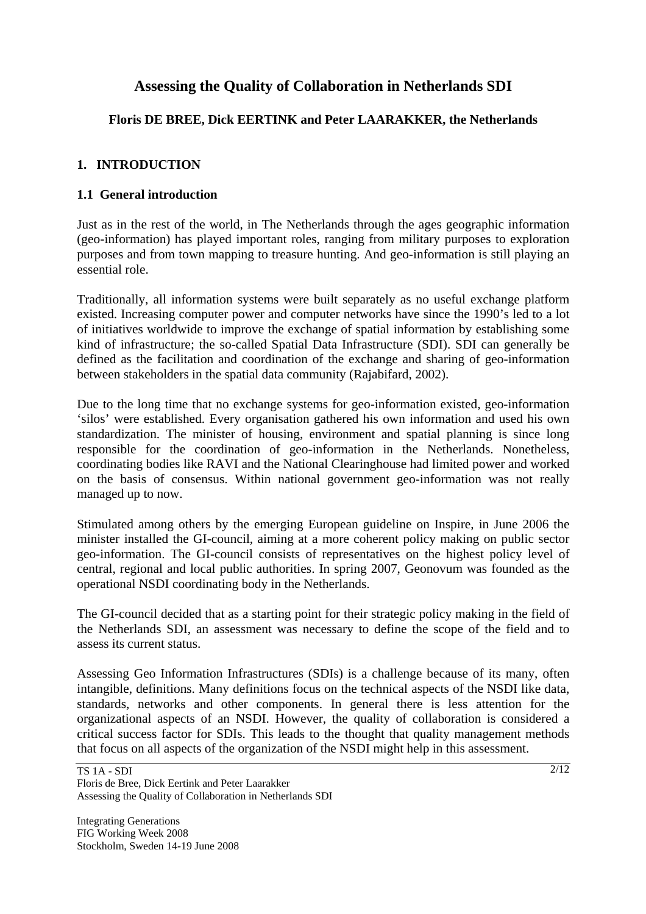# Assessing the Quality of Collaboration in Netherlands SDI

**Floris DE BREE, Dick EERTINK and Peter LAARAKKER, the Netherlands**

## 1. INTRODUCTION

### 1.1 General introduction

Just as in the rest of the world, in The Netherlands through the ages geographic information (geo-information) has played important roles, ranging from military purposes to exploration purposes and from town mapping to treasure hunting. And geo-information is still playing an essential role.

Traditionally, all information systems were built separately as no useful exchange platform existed. Increasing computer power and computer networks have since the 1990's led to a lot of initiatives worldwide to improve the exchange of spatial information by establishing some kind of infrastructure; the so-called Spatial Data Infrastructure (SDI). SDI can generally be defined as the facilitation and coordination of the exchange and sharing of geo-information between stakeholders in the spatial data community (Rajabifard, 2002).

Due to the long time that no exchange systems for geo-information existed, geo-information 'silos' were established. Every organisation gathered his own information and used his own standardization. The minister of housing, environment and spatial planning is since long responsible for the coordination of geo-information in the Netherlands. Nonetheless, coordinating bodies like RAVI and the National Clearinghouse had limited power and worked on the basis of consensus. Within national government geo-information was not really managed up to now.

Stimulated among others by the emerging European guideline on Inspire, in June 2006 the minister installed the GI-council, aiming at a more coherent policy making on public sector geo-information. The GI-council consists of representatives on the highest policy level of central, regional and local public authorities. In spring 2007, Geonovum was founded as the operational NSDI coordinating body in the Netherlands.

The GI-council decided that as a starting point for their strategic policy making in the field of the Netherlands SDI, an assessment was necessary to define the scope of the field and to assess its current status.

Assessing Geo Information Infrastructures (SDIs) is a challenge because of its many, often intangible, definitions. Many definitions focus on the technical aspects of the NSDI like data, standards, networks and other components. In general there is less attention for the organizational aspects of an NSDI. However, the quality of collaboration is considered a critical success factor for SDIs. This leads to the thought that quality management methods that focus on all aspects of the organization of the NSDI might help in this assessment.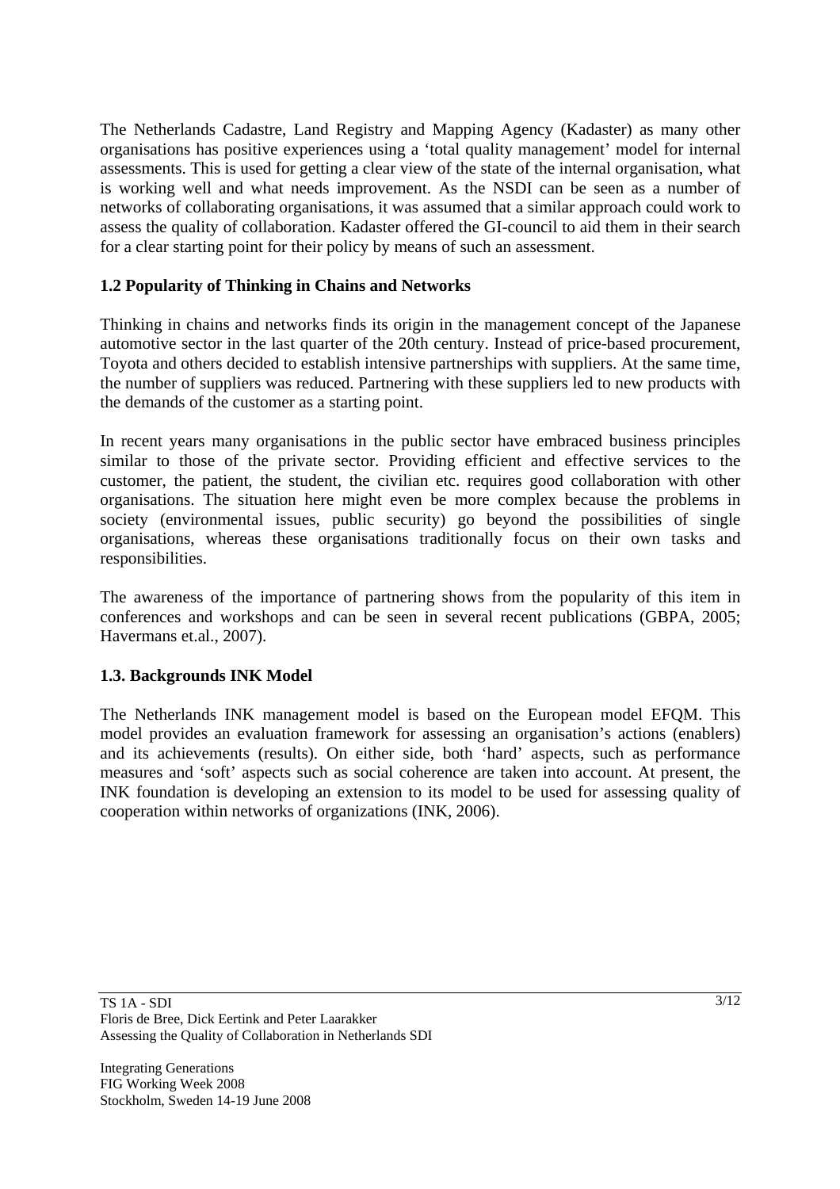The Netherlands Cadastre, Land Registry and Mapping Agency (Kadaster) as many other organisations has positive experiences using a 'total quality management' model for internal assessments. This is used for getting a clear view of the state of the internal organisation, what is working well and what needs improvement. As the NSDI can be seen as a number of networks of collaborating organisations, it was assumed that a similar approach could work to assess the quality of collaboration. Kadaster offered the GI-council to aid them in their search for a clear starting point for their policy by means of such an assessment.

### 1.2 Popularity of Thinking in Chains and Networks

Thinking in chains and networks finds its origin in the management concept of the Japanese automotive sector in the last quarter of the 20th century. Instead of price-based procurement, Toyota and others decided to establish intensive partnerships with suppliers. At the same time, the number of suppliers was reduced. Partnering with these suppliers led to new products with the demands of the customer as a starting point.

In recent years many organisations in the public sector have embraced business principles similar to those of the private sector. Providing efficient and effective services to the customer, the patient, the student, the civilian etc. requires good collaboration with other organisations. The situation here might even be more complex because the problems in society (environmental issues, public security) go beyond the possibilities of single organisations, whereas these organisations traditionally focus on their own tasks and responsibilities.

The awareness of the importance of partnering shows from the popularity of this item in conferences and workshops and can be seen in several recent publications (GBPA, 2005; Havermans et.al., 2007).

### 1.3. Backgrounds INK Model

The Netherlands INK management model is based on the European model EFQM. This model provides an evaluation framework for assessing an organisation's actions (enablers) and its achievements (results). On either side, both 'hard' aspects, such as performance measures and 'soft' aspects such as social coherence are taken into account. At present, the INK foundation is developing an extension to its model to be used for assessing quality of cooperation within networks of organizations (INK, 2006).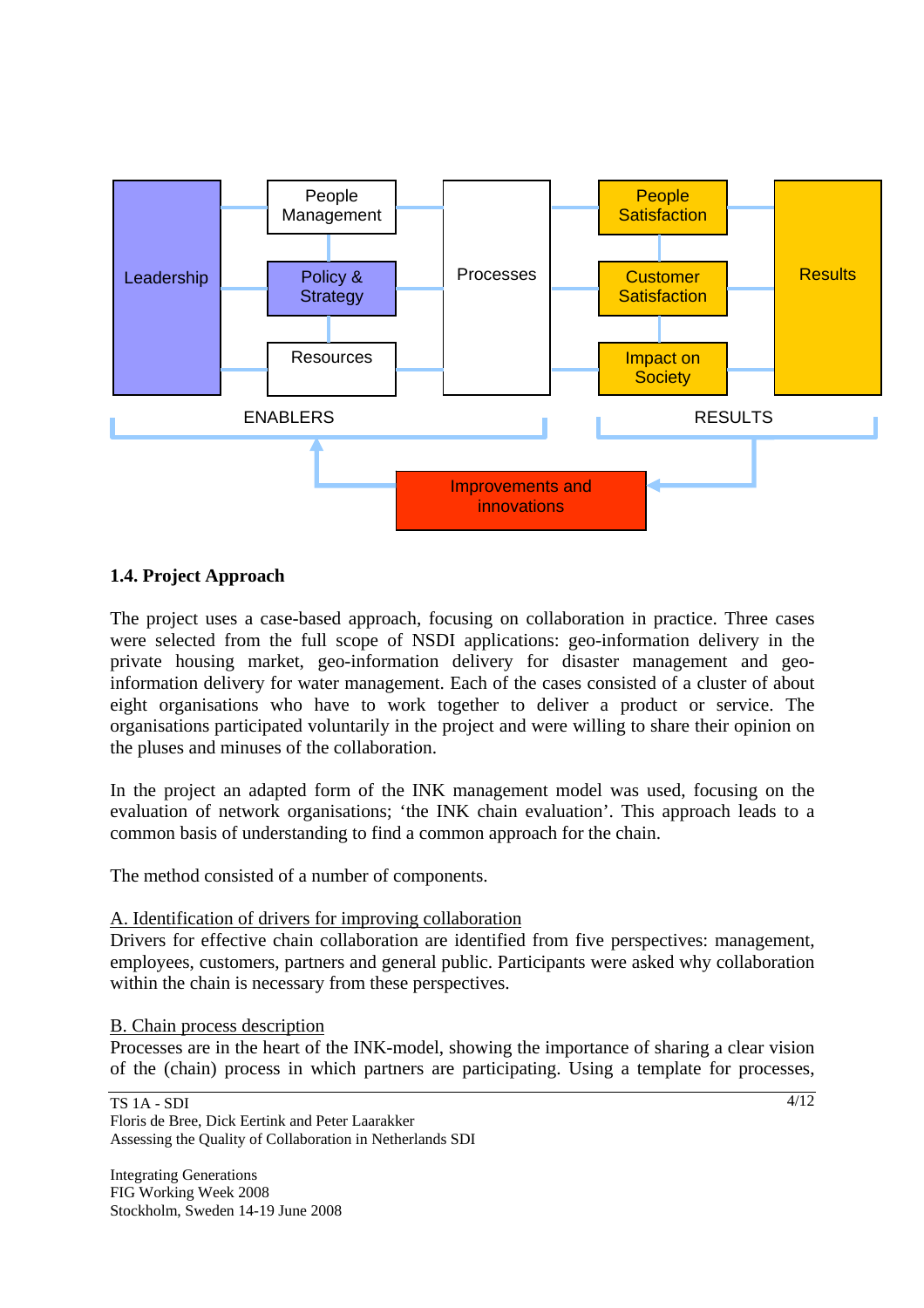Leadership

People Management

Policy & Strategy

Resources

Processes

People Satisfaction

Customer Satisfaction

Impact on Society

Results

ENABLERS

RESULTS

Improvements and innovations

### 1.4. Project Approach

The project uses a case-based approach, focusing on collaboration in practice. Three cases were selected from the full scope of NSDI applications: geo-information delivery in the private housing market, geo-information delivery for disaster management and geo-information delivery for water management. Each of the cases consisted of a cluster of about eight organisations who have to work together to deliver a product or service. The organisations participated voluntarily in the project and were willing to share their opinion on the pluses and minuses of the collaboration.

In the project an adapted form of the INK management model was used, focusing on the evaluation of network organisations; 'the INK chain evaluation'. This approach leads to a common basis of understanding to find a common approach for the chain.

The method consisted of a number of components.

A. Identification of drivers for improving collaboration

Drivers for effective chain collaboration are identified from five perspectives: management, employees, customers, partners and general public. Participants were asked why collaboration within the chain is necessary from these perspectives.

B. Chain process description

Processes are in the heart of the INK-model, showing the importance of sharing a clear vision of the (chain) process in which partners are participating. Using a template for processes,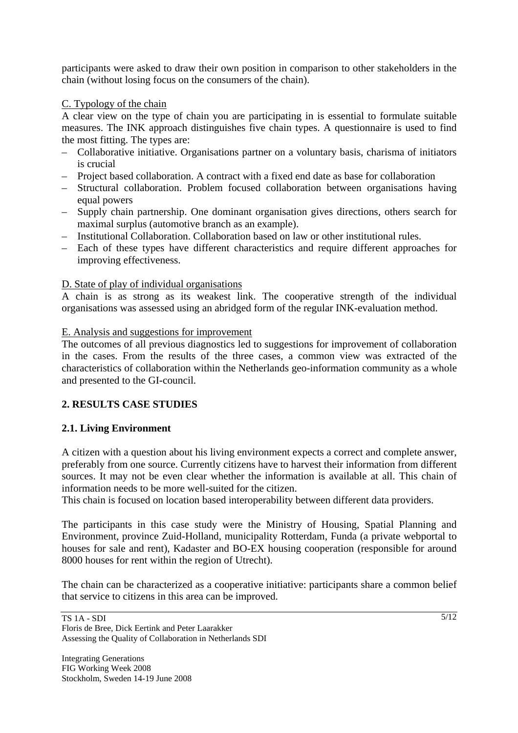participants were asked to draw their own position in comparison to other stakeholders in the chain (without losing focus on the consumers of the chain).

C. Typology of the chain

A clear view on the type of chain you are participating in is essential to formulate suitable measures. The INK approach distinguishes five chain types. A questionnaire is used to find the most fitting. The types are:

- Collaborative initiative. Organisations partner on a voluntary basis, charisma of initiators is crucial
- Project based collaboration. A contract with a fixed end date as base for collaboration
- Structural collaboration. Problem focused collaboration between organisations having equal powers
- Supply chain partnership. One dominant organisation gives directions, others search for maximal surplus (automotive branch as an example).
- Institutional Collaboration. Collaboration based on law or other institutional rules.
- Each of these types have different characteristics and require different approaches for improving effectiveness.

D. State of play of individual organisations

A chain is as strong as its weakest link. The cooperative strength of the individual organisations was assessed using an abridged form of the regular INK-evaluation method.

E. Analysis and suggestions for improvement

The outcomes of all previous diagnostics led to suggestions for improvement of collaboration in the cases. From the results of the three cases, a common view was extracted of the characteristics of collaboration within the Netherlands geo-information community as a whole and presented to the GI-council.

## 2. RESULTS CASE STUDIES

### 2.1. Living Environment

A citizen with a question about his living environment expects a correct and complete answer, preferably from one source. Currently citizens have to harvest their information from different sources. It may not be even clear whether the information is available at all. This chain of information needs to be more well-suited for the citizen.
This chain is focused on location based interoperability between different data providers.

The participants in this case study were the Ministry of Housing, Spatial Planning and Environment, province Zuid-Holland, municipality Rotterdam, Funda (a private webportal to houses for sale and rent), Kadaster and BO-EX housing cooperation (responsible for around 8000 houses for rent within the region of Utrecht).

The chain can be characterized as a cooperative initiative: participants share a common belief that service to citizens in this area can be improved.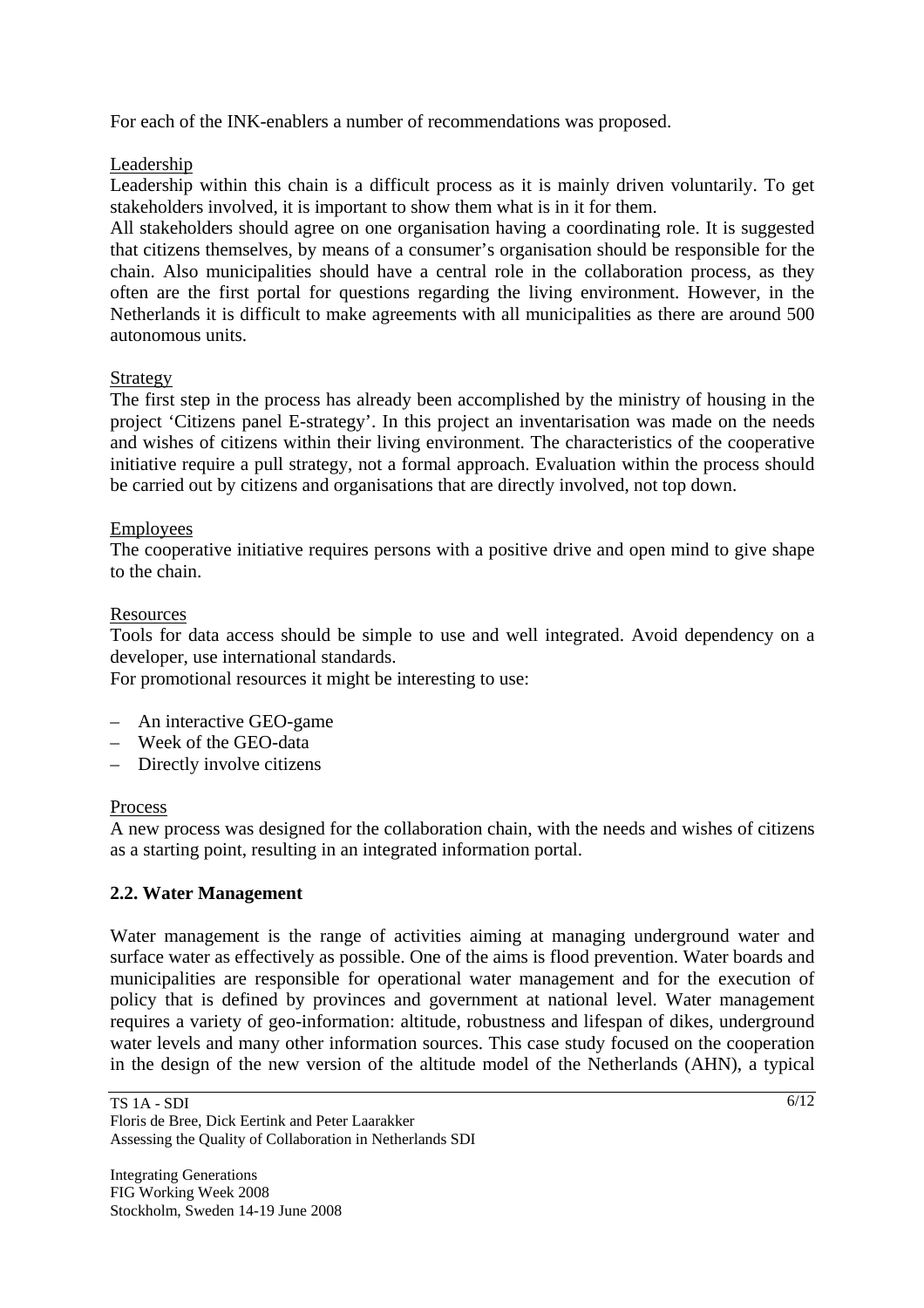For each of the INK-enablers a number of recommendations was proposed.

Leadership

Leadership within this chain is a difficult process as it is mainly driven voluntarily. To get stakeholders involved, it is important to show them what is in it for them.

All stakeholders should agree on one organisation having a coordinating role. It is suggested that citizens themselves, by means of a consumer's organisation should be responsible for the chain. Also municipalities should have a central role in the collaboration process, as they often are the first portal for questions regarding the living environment. However, in the Netherlands it is difficult to make agreements with all municipalities as there are around 500 autonomous units.

Strategy

The first step in the process has already been accomplished by the ministry of housing in the project 'Citizens panel E-strategy'. In this project an inventarisation was made on the needs and wishes of citizens within their living environment. The characteristics of the cooperative initiative require a pull strategy, not a formal approach. Evaluation within the process should be carried out by citizens and organisations that are directly involved, not top down.

Employees

The cooperative initiative requires persons with a positive drive and open mind to give shape to the chain.

Resources

Tools for data access should be simple to use and well integrated. Avoid dependency on a developer, use international standards.

For promotional resources it might be interesting to use:

- An interactive GEO-game
- Week of the GEO-data
- Directly involve citizens

Process

A new process was designed for the collaboration chain, with the needs and wishes of citizens as a starting point, resulting in an integrated information portal.

## 2.2. Water Management

Water management is the range of activities aiming at managing underground water and surface water as effectively as possible. One of the aims is flood prevention. Water boards and municipalities are responsible for operational water management and for the execution of policy that is defined by provinces and government at national level. Water management requires a variety of geo-information: altitude, robustness and lifespan of dikes, underground water levels and many other information sources. This case study focused on the cooperation in the design of the new version of the altitude model of the Netherlands (AHN), a typical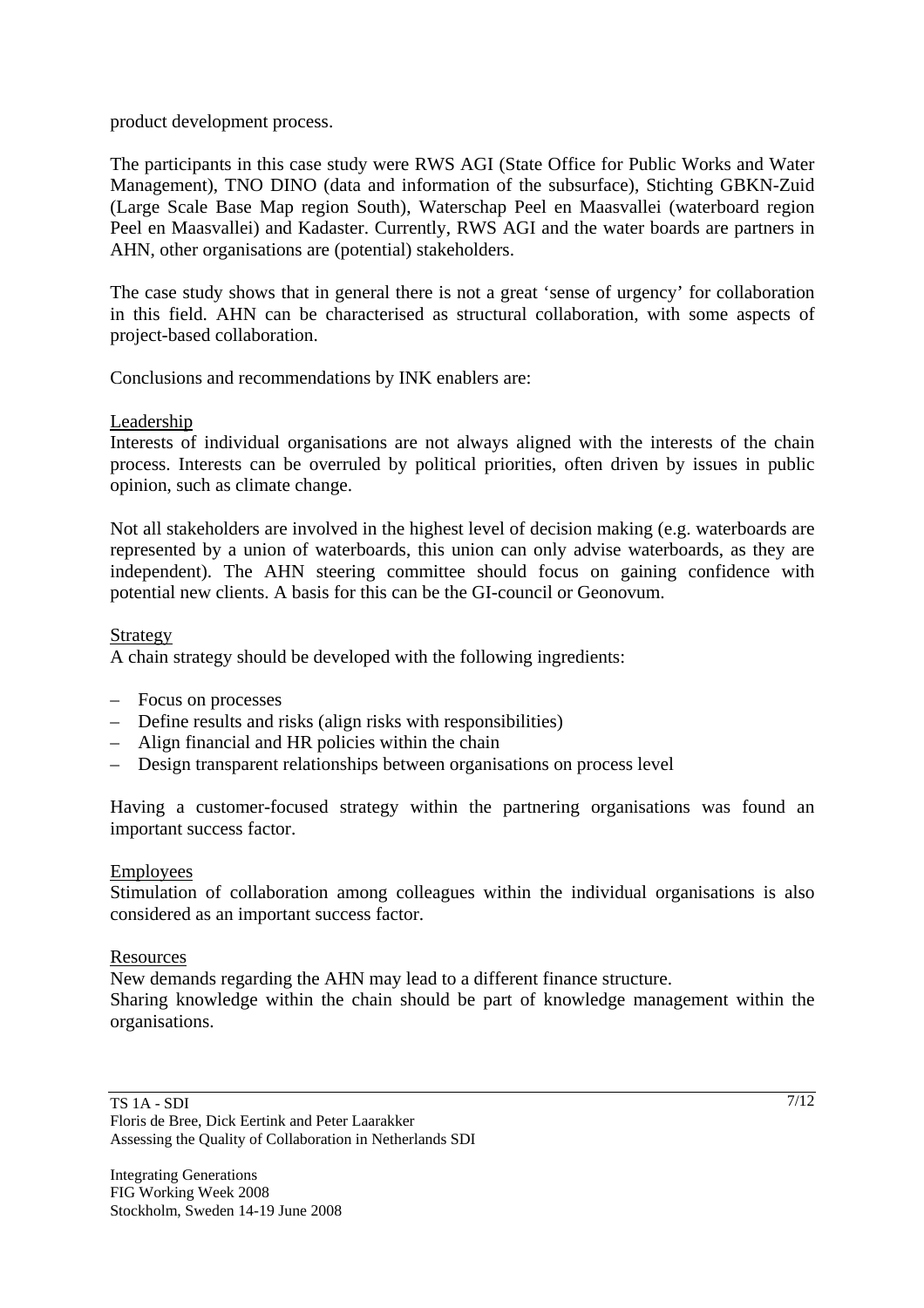product development process.

The participants in this case study were RWS AGI (State Office for Public Works and Water Management), TNO DINO (data and information of the subsurface), Stichting GBKN-Zuid (Large Scale Base Map region South), Waterschap Peel en Maasvallei (waterboard region Peel en Maasvallei) and Kadaster. Currently, RWS AGI and the water boards are partners in AHN, other organisations are (potential) stakeholders.

The case study shows that in general there is not a great 'sense of urgency' for collaboration in this field. AHN can be characterised as structural collaboration, with some aspects of project-based collaboration.

Conclusions and recommendations by INK enablers are:

Leadership

Interests of individual organisations are not always aligned with the interests of the chain process. Interests can be overruled by political priorities, often driven by issues in public opinion, such as climate change.

Not all stakeholders are involved in the highest level of decision making (e.g. waterboards are represented by a union of waterboards, this union can only advise waterboards, as they are independent). The AHN steering committee should focus on gaining confidence with potential new clients. A basis for this can be the GI-council or Geonovum.

Strategy

A chain strategy should be developed with the following ingredients:

– Focus on processes
– Define results and risks (align risks with responsibilities)
– Align financial and HR policies within the chain
– Design transparent relationships between organisations on process level

Having a customer-focused strategy within the partnering organisations was found an important success factor.

Employees

Stimulation of collaboration among colleagues within the individual organisations is also considered as an important success factor.

Resources

New demands regarding the AHN may lead to a different finance structure.
Sharing knowledge within the chain should be part of knowledge management within the organisations.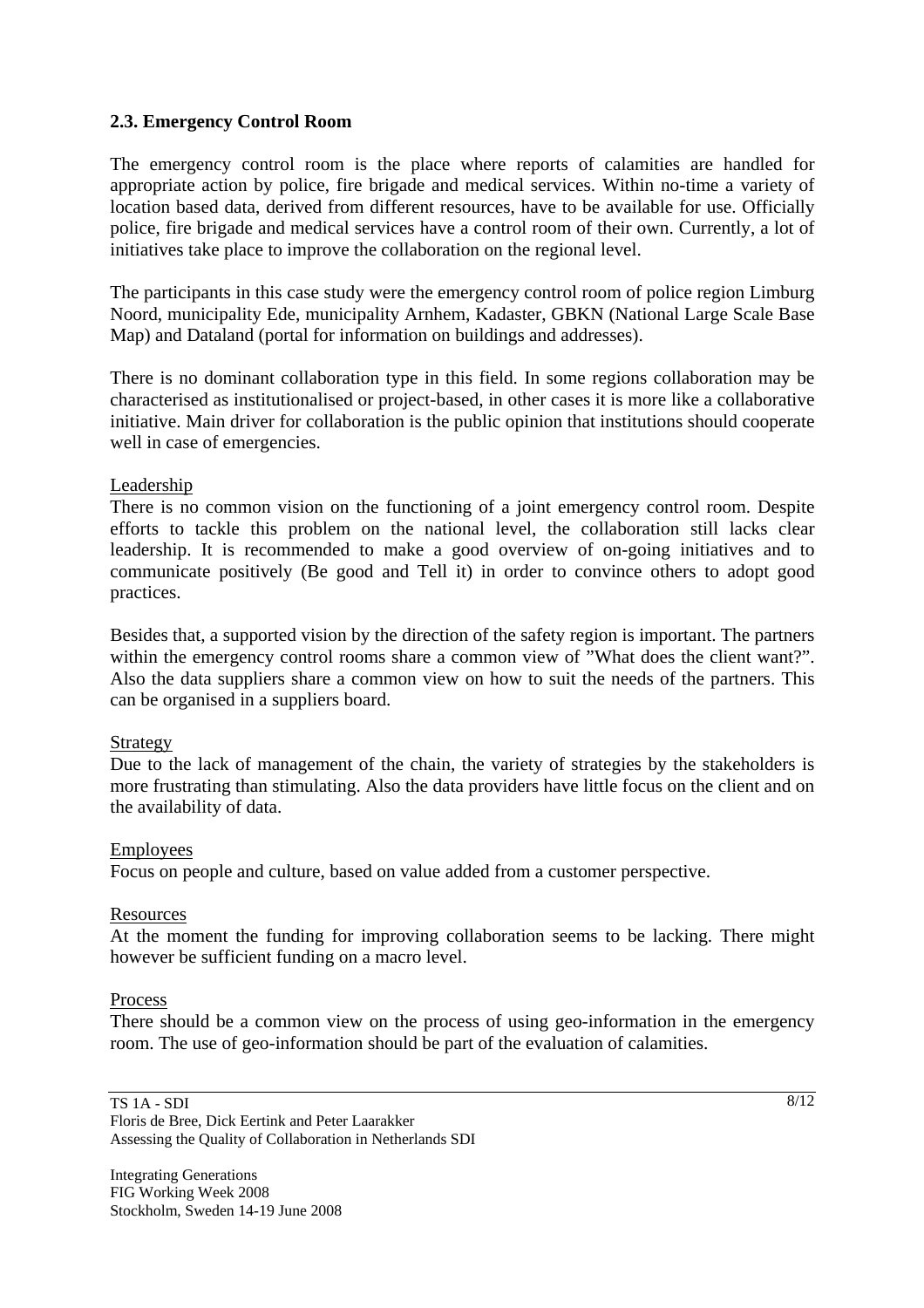### 2.3. Emergency Control Room

The emergency control room is the place where reports of calamities are handled for appropriate action by police, fire brigade and medical services. Within no-time a variety of location based data, derived from different resources, have to be available for use. Officially police, fire brigade and medical services have a control room of their own. Currently, a lot of initiatives take place to improve the collaboration on the regional level.

The participants in this case study were the emergency control room of police region Limburg Noord, municipality Ede, municipality Arnhem, Kadaster, GBKN (National Large Scale Base Map) and Dataland (portal for information on buildings and addresses).

There is no dominant collaboration type in this field. In some regions collaboration may be characterised as institutionalised or project-based, in other cases it is more like a collaborative initiative. Main driver for collaboration is the public opinion that institutions should cooperate well in case of emergencies.

<u>Leadership</u>

There is no common vision on the functioning of a joint emergency control room. Despite efforts to tackle this problem on the national level, the collaboration still lacks clear leadership. It is recommended to make a good overview of on-going initiatives and to communicate positively (Be good and Tell it) in order to convince others to adopt good practices.

Besides that, a supported vision by the direction of the safety region is important. The partners within the emergency control rooms share a common view of "What does the client want?". Also the data suppliers share a common view on how to suit the needs of the partners. This can be organised in a suppliers board.

<u>Strategy</u>

Due to the lack of management of the chain, the variety of strategies by the stakeholders is more frustrating than stimulating. Also the data providers have little focus on the client and on the availability of data.

<u>Employees</u>

Focus on people and culture, based on value added from a customer perspective.

<u>Resources</u>

At the moment the funding for improving collaboration seems to be lacking. There might however be sufficient funding on a macro level.

<u>Process</u>

There should be a common view on the process of using geo-information in the emergency room. The use of geo-information should be part of the evaluation of calamities.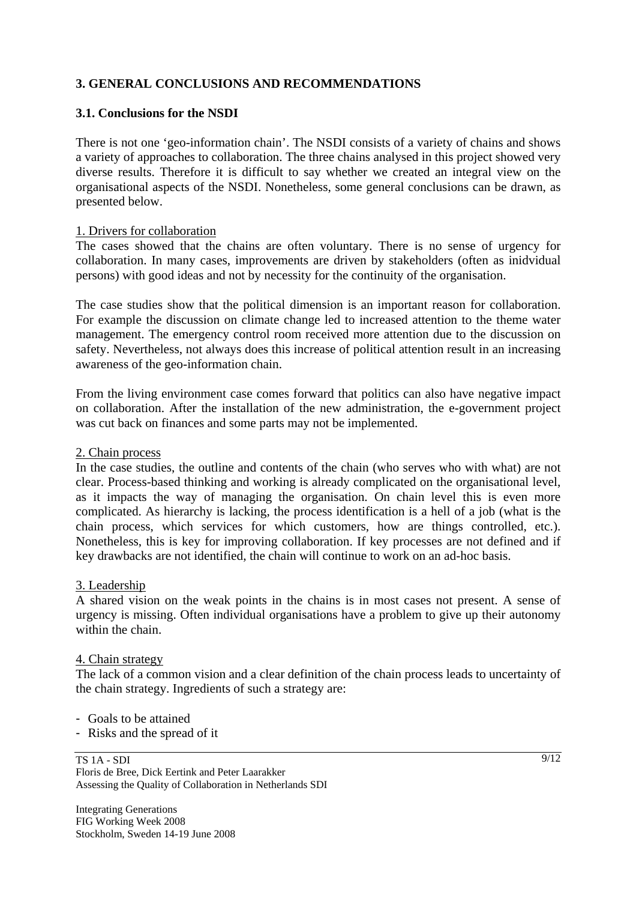## 3. GENERAL CONCLUSIONS AND RECOMMENDATIONS

### 3.1. Conclusions for the NSDI

There is not one 'geo-information chain'. The NSDI consists of a variety of chains and shows a variety of approaches to collaboration. The three chains analysed in this project showed very diverse results. Therefore it is difficult to say whether we created an integral view on the organisational aspects of the NSDI. Nonetheless, some general conclusions can be drawn, as presented below.

1. Drivers for collaboration

The cases showed that the chains are often voluntary. There is no sense of urgency for collaboration. In many cases, improvements are driven by stakeholders (often as inidvidual persons) with good ideas and not by necessity for the continuity of the organisation.

The case studies show that the political dimension is an important reason for collaboration. For example the discussion on climate change led to increased attention to the theme water management. The emergency control room received more attention due to the discussion on safety. Nevertheless, not always does this increase of political attention result in an increasing awareness of the geo-information chain.

From the living environment case comes forward that politics can also have negative impact on collaboration. After the installation of the new administration, the e-government project was cut back on finances and some parts may not be implemented.

2. Chain process

In the case studies, the outline and contents of the chain (who serves who with what) are not clear. Process-based thinking and working is already complicated on the organisational level, as it impacts the way of managing the organisation. On chain level this is even more complicated. As hierarchy is lacking, the process identification is a hell of a job (what is the chain process, which services for which customers, how are things controlled, etc.). Nonetheless, this is key for improving collaboration. If key processes are not defined and if key drawbacks are not identified, the chain will continue to work on an ad-hoc basis.

3. Leadership

A shared vision on the weak points in the chains is in most cases not present. A sense of urgency is missing. Often individual organisations have a problem to give up their autonomy within the chain.

4. Chain strategy

The lack of a common vision and a clear definition of the chain process leads to uncertainty of the chain strategy. Ingredients of such a strategy are:

- Goals to be attained
- Risks and the spread of it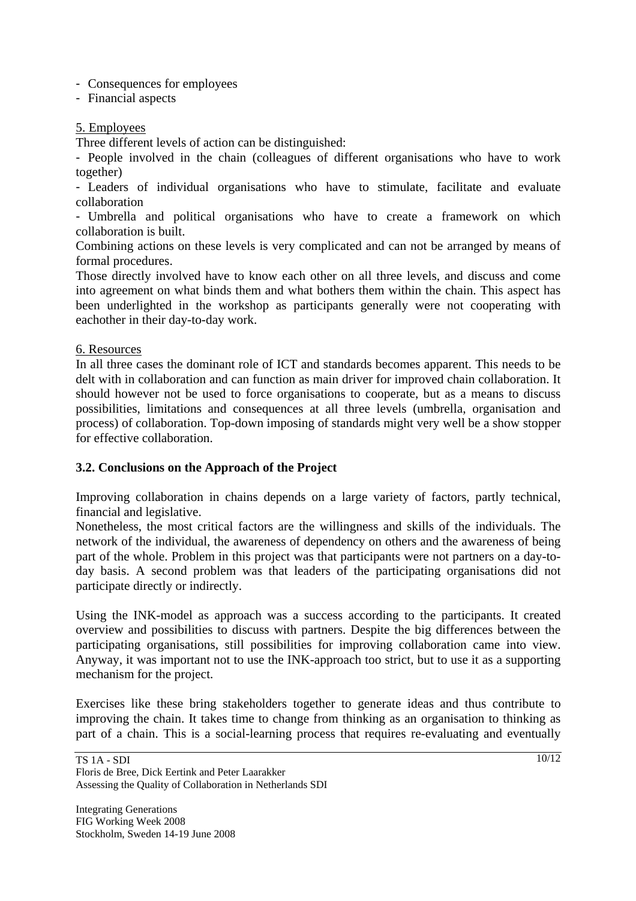- Consequences for employees
- Financial aspects

5. Employees

Three different levels of action can be distinguished:

- People involved in the chain (colleagues of different organisations who have to work together)
- Leaders of individual organisations who have to stimulate, facilitate and evaluate collaboration
- Umbrella and political organisations who have to create a framework on which collaboration is built.

Combining actions on these levels is very complicated and can not be arranged by means of formal procedures.

Those directly involved have to know each other on all three levels, and discuss and come into agreement on what binds them and what bothers them within the chain. This aspect has been underlighted in the workshop as participants generally were not cooperating with eachother in their day-to-day work.

6. Resources

In all three cases the dominant role of ICT and standards becomes apparent. This needs to be delt with in collaboration and can function as main driver for improved chain collaboration. It should however not be used to force organisations to cooperate, but as a means to discuss possibilities, limitations and consequences at all three levels (umbrella, organisation and process) of collaboration. Top-down imposing of standards might very well be a show stopper for effective collaboration.

### 3.2. Conclusions on the Approach of the Project

Improving collaboration in chains depends on a large variety of factors, partly technical, financial and legislative.

Nonetheless, the most critical factors are the willingness and skills of the individuals. The network of the individual, the awareness of dependency on others and the awareness of being part of the whole. Problem in this project was that participants were not partners on a day-to-day basis. A second problem was that leaders of the participating organisations did not participate directly or indirectly.

Using the INK-model as approach was a success according to the participants. It created overview and possibilities to discuss with partners. Despite the big differences between the participating organisations, still possibilities for improving collaboration came into view. Anyway, it was important not to use the INK-approach too strict, but to use it as a supporting mechanism for the project.

Exercises like these bring stakeholders together to generate ideas and thus contribute to improving the chain. It takes time to change from thinking as an organisation to thinking as part of a chain. This is a social-learning process that requires re-evaluating and eventually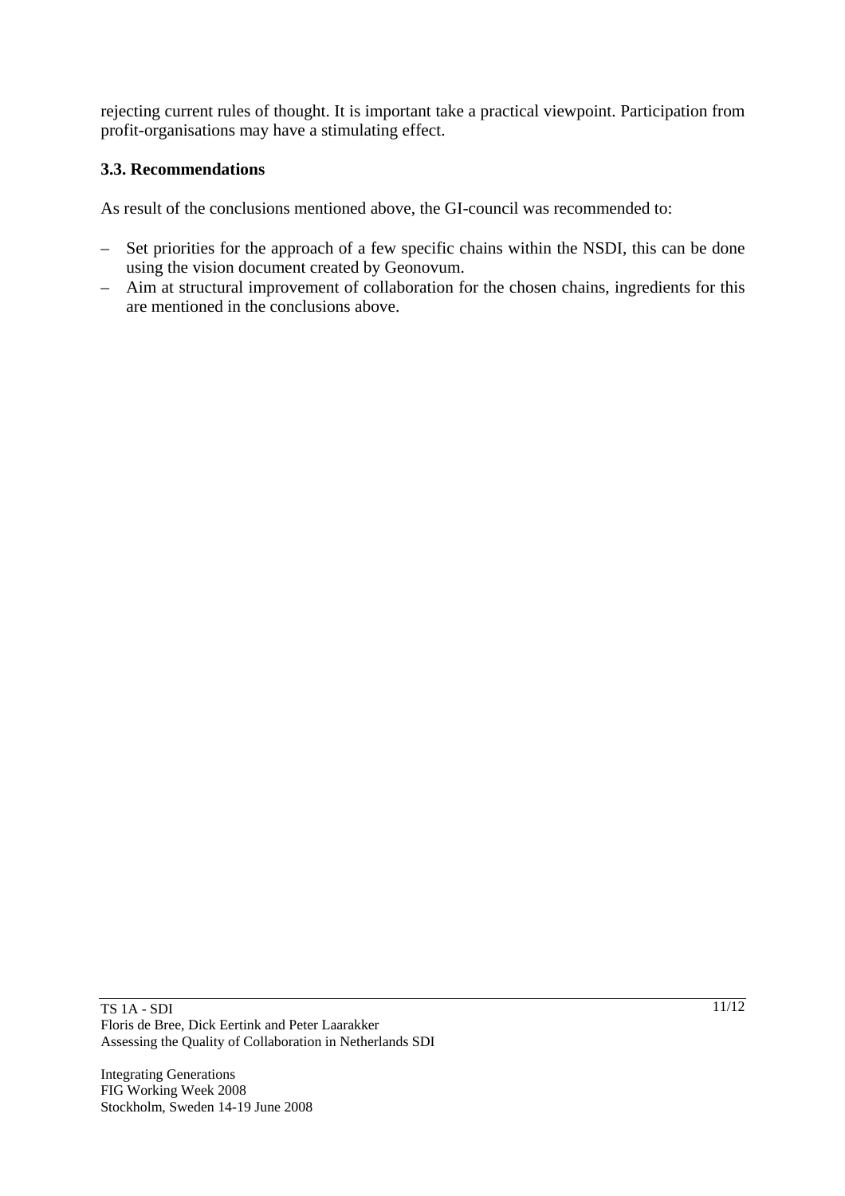rejecting current rules of thought. It is important take a practical viewpoint. Participation from profit-organisations may have a stimulating effect.

### 3.3. Recommendations

As result of the conclusions mentioned above, the GI-council was recommended to:

- Set priorities for the approach of a few specific chains within the NSDI, this can be done using the vision document created by Geonovum.
- Aim at structural improvement of collaboration for the chosen chains, ingredients for this are mentioned in the conclusions above.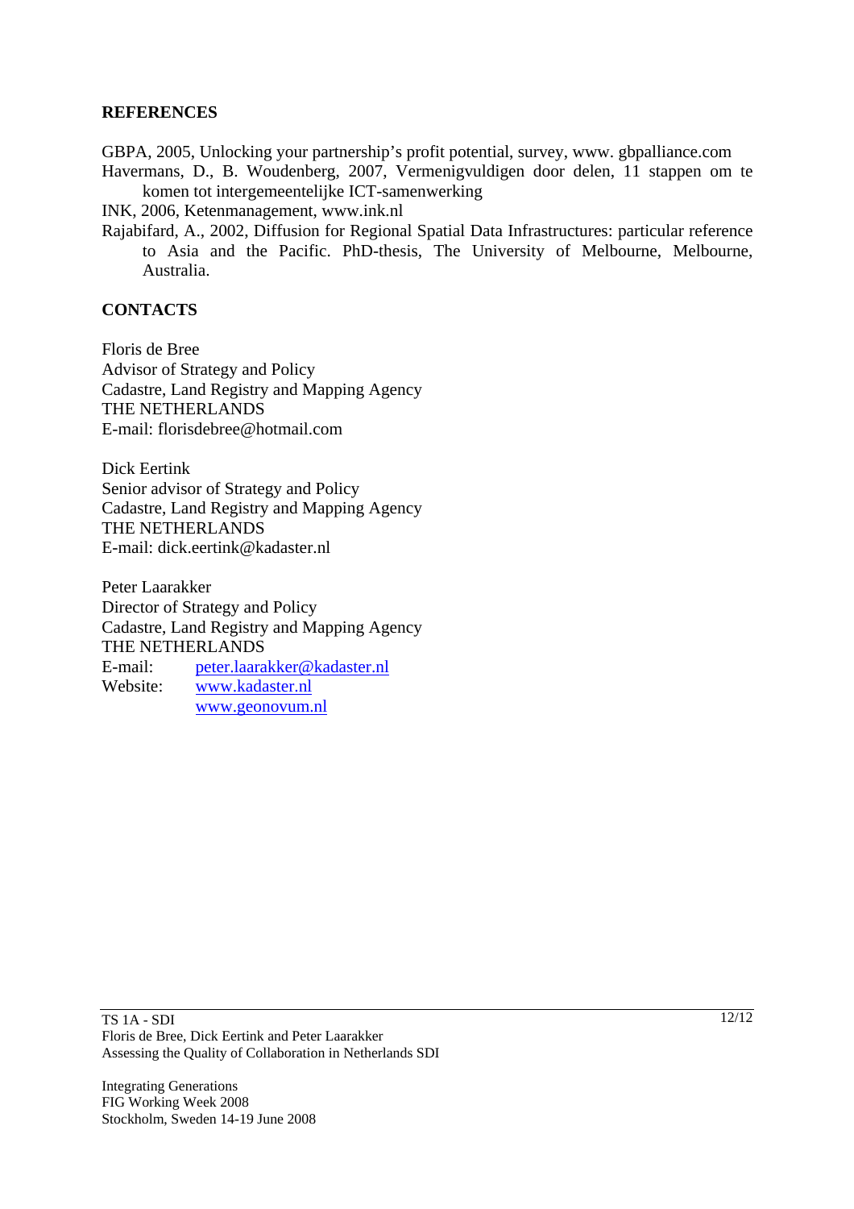## REFERENCES

GBPA, 2005, Unlocking your partnership's profit potential, survey, www. gbpalliance.com

Havermans, D., B. Woudenberg, 2007, Vermenigvuldigen door delen, 11 stappen om te komen tot intergemeentelijke ICT-samenwerking

INK, 2006, Ketenmanagement, www.ink.nl

Rajabifard, A., 2002, Diffusion for Regional Spatial Data Infrastructures: particular reference to Asia and the Pacific. PhD-thesis, The University of Melbourne, Melbourne, Australia.

## CONTACTS

Floris de Bree
Advisor of Strategy and Policy
Cadastre, Land Registry and Mapping Agency
THE NETHERLANDS
E-mail: florisdebree@hotmail.com

Dick Eertink
Senior advisor of Strategy and Policy
Cadastre, Land Registry and Mapping Agency
THE NETHERLANDS
E-mail: dick.eertink@kadaster.nl

Peter Laarakker
Director of Strategy and Policy
Cadastre, Land Registry and Mapping Agency
THE NETHERLANDS
E-mail: peter.laarakker@kadaster.nl
Website: www.kadaster.nl
www.geonovum.nl